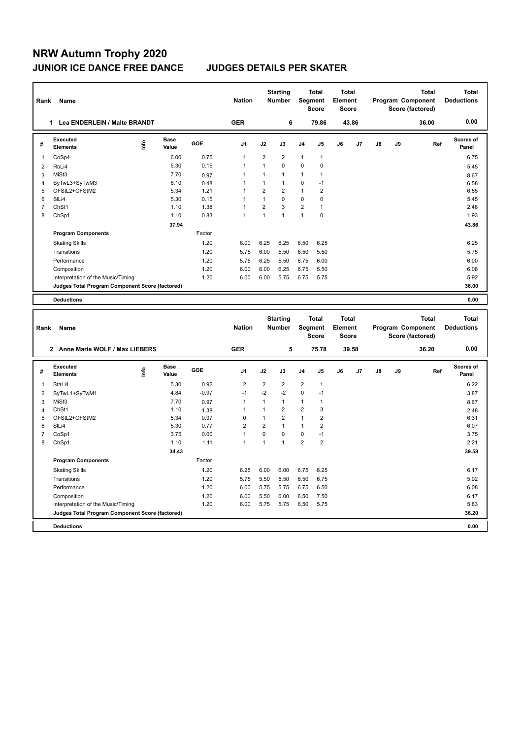# NRW Autumn Trophy 2020

## JUNIOR ICE DANCE FREE DANCE — JUDGES DETAILS PER SKATER

| Rank | Name | Nation | Starting Number | Total Segment Score | Total Element Score | Total Program Component Score (factored) | Total Deductions |
|---|---|---|---|---|---|---|---|
| 1 | Lea ENDERLEIN / Malte BRANDT | GER | 6 | 79.86 | 43.86 | 36.00 | 0.00 |

| # | Executed Elements | Info | Base Value | GOE | J1 | J2 | J3 | J4 | J5 | J6 | J7 | J8 | J9 | Ref | Scores of Panel |
|---|---|---|---|---|---|---|---|---|---|---|---|---|---|---|---|
| 1 | CoSp4 | | 6.00 | 0.75 | 1 | 2 | 2 | 1 | 1 | | | | | | 6.75 |
| 2 | RoLi4 | | 5.30 | 0.15 | 1 | 1 | 0 | 0 | 0 | | | | | | 5.45 |
| 3 | MiSt3 | | 7.70 | 0.97 | 1 | 1 | 1 | 1 | 1 | | | | | | 8.67 |
| 4 | SyTwL3+SyTwM3 | | 6.10 | 0.48 | 1 | 1 | 1 | 0 | -1 | | | | | | 6.58 |
| 5 | OFStL2+OFStM2 | | 5.34 | 1.21 | 1 | 2 | 2 | 1 | 2 | | | | | | 6.55 |
| 6 | SlLi4 | | 5.30 | 0.15 | 1 | 1 | 0 | 0 | 0 | | | | | | 5.45 |
| 7 | ChSt1 | | 1.10 | 1.38 | 1 | 2 | 3 | 2 | 1 | | | | | | 2.48 |
| 8 | ChSp1 | | 1.10 | 0.83 | 1 | 1 | 1 | 1 | 0 | | | | | | 1.93 |
| | | | 37.94 | | | | | | | | | | | | 43.86 |

| Program Components | Factor | J1 | J2 | J3 | J4 | J5 | J6 | J7 | J8 | J9 | Scores of Panel |
|---|---|---|---|---|---|---|---|---|---|---|---|
| Skating Skills | 1.20 | 6.00 | 6.25 | 6.25 | 6.50 | 6.25 | | | | | 6.25 |
| Transitions | 1.20 | 5.75 | 6.00 | 5.50 | 6.50 | 5.50 | | | | | 5.75 |
| Performance | 1.20 | 5.75 | 6.25 | 5.50 | 6.75 | 6.00 | | | | | 6.00 |
| Composition | 1.20 | 6.00 | 6.00 | 6.25 | 6.75 | 5.50 | | | | | 6.08 |
| Interpretation of the Music/Timing | 1.20 | 6.00 | 6.00 | 5.75 | 6.75 | 5.75 | | | | | 5.92 |
| Judges Total Program Component Score (factored) | | | | | | | | | | | 36.00 |
| Deductions | | | | | | | | | | | 0.00 |

| Rank | Name | Nation | Starting Number | Total Segment Score | Total Element Score | Total Program Component Score (factored) | Total Deductions |
|---|---|---|---|---|---|---|---|
| 2 | Anne Marie WOLF / Max LIEBERS | GER | 5 | 75.78 | 39.58 | 36.20 | 0.00 |

| # | Executed Elements | Info | Base Value | GOE | J1 | J2 | J3 | J4 | J5 | J6 | J7 | J8 | J9 | Ref | Scores of Panel |
|---|---|---|---|---|---|---|---|---|---|---|---|---|---|---|---|
| 1 | StaLi4 | | 5.30 | 0.92 | 2 | 2 | 2 | 2 | 1 | | | | | | 6.22 |
| 2 | SyTwL1+SyTwM1 | | 4.84 | -0.97 | -1 | -2 | -2 | 0 | -1 | | | | | | 3.87 |
| 3 | MiSt3 | | 7.70 | 0.97 | 1 | 1 | 1 | 1 | 1 | | | | | | 8.67 |
| 4 | ChSt1 | | 1.10 | 1.38 | 1 | 1 | 2 | 2 | 3 | | | | | | 2.48 |
| 5 | OFStL2+OFStM2 | | 5.34 | 0.97 | 0 | 1 | 2 | 1 | 2 | | | | | | 6.31 |
| 6 | SlLi4 | | 5.30 | 0.77 | 2 | 2 | 1 | 1 | 2 | | | | | | 6.07 |
| 7 | CoSp1 | | 3.75 | 0.00 | 1 | 0 | 0 | 0 | -1 | | | | | | 3.75 |
| 8 | ChSp1 | | 1.10 | 1.11 | 1 | 1 | 1 | 2 | 2 | | | | | | 2.21 |
| | | | 34.43 | | | | | | | | | | | | 39.58 |

| Program Components | Factor | J1 | J2 | J3 | J4 | J5 | J6 | J7 | J8 | J9 | Scores of Panel |
|---|---|---|---|---|---|---|---|---|---|---|---|
| Skating Skills | 1.20 | 6.25 | 6.00 | 6.00 | 6.75 | 6.25 | | | | | 6.17 |
| Transitions | 1.20 | 5.75 | 5.50 | 5.50 | 6.50 | 6.75 | | | | | 5.92 |
| Performance | 1.20 | 6.00 | 5.75 | 5.75 | 6.75 | 6.50 | | | | | 6.08 |
| Composition | 1.20 | 6.00 | 5.50 | 6.00 | 6.50 | 7.50 | | | | | 6.17 |
| Interpretation of the Music/Timing | 1.20 | 6.00 | 5.75 | 5.75 | 6.50 | 5.75 | | | | | 5.83 |
| Judges Total Program Component Score (factored) | | | | | | | | | | | 36.20 |
| Deductions | | | | | | | | | | | 0.00 |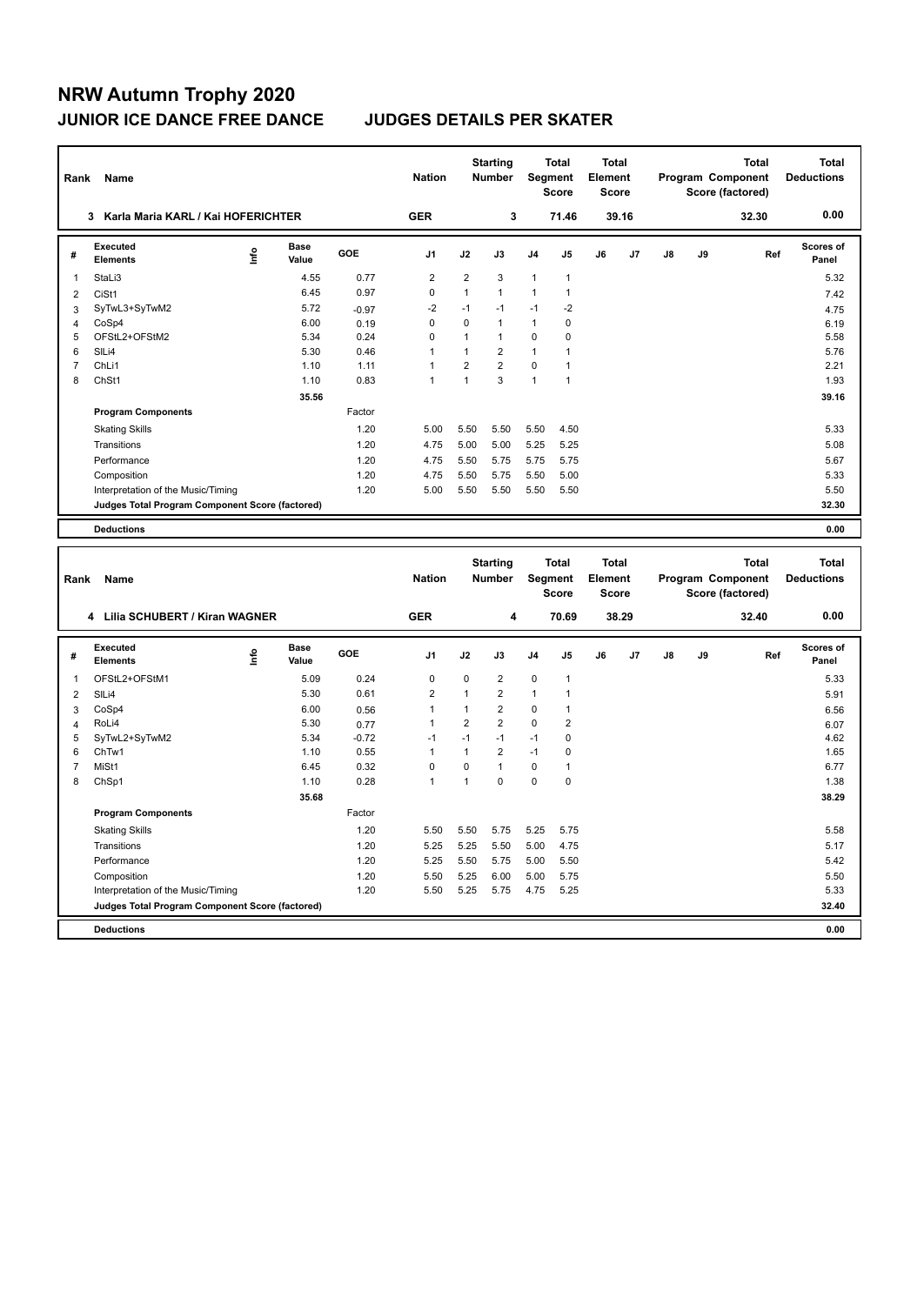# NRW Autumn Trophy 2020

## JUNIOR ICE DANCE FREE DANCE JUDGES DETAILS PER SKATER

| Rank | Name | Nation | Starting Number | Total Segment Score | Total Element Score | Total Program Component Score (factored) | Total Deductions |
|---|---|---|---|---|---|---|---|
| 3 | Karla Maria KARL / Kai HOFERICHTER | GER | 3 | 71.46 | 39.16 | 32.30 | 0.00 |

| # | Executed Elements | Info | Base Value | GOE | J1 | J2 | J3 | J4 | J5 | J6 | J7 | J8 | J9 | Ref | Scores of Panel |
|---|---|---|---|---|---|---|---|---|---|---|---|---|---|---|---|
| 1 | StaLi3 | | 4.55 | 0.77 | 2 | 2 | 3 | 1 | 1 | | | | | | 5.32 |
| 2 | CiSt1 | | 6.45 | 0.97 | 0 | 1 | 1 | 1 | 1 | | | | | | 7.42 |
| 3 | SyTwL3+SyTwM2 | | 5.72 | -0.97 | -2 | -1 | -1 | -1 | -2 | | | | | | 4.75 |
| 4 | CoSp4 | | 6.00 | 0.19 | 0 | 0 | 1 | 1 | 0 | | | | | | 6.19 |
| 5 | OFStL2+OFStM2 | | 5.34 | 0.24 | 0 | 1 | 1 | 0 | 0 | | | | | | 5.58 |
| 6 | SlLi4 | | 5.30 | 0.46 | 1 | 1 | 2 | 1 | 1 | | | | | | 5.76 |
| 7 | ChLi1 | | 1.10 | 1.11 | 1 | 2 | 2 | 0 | 1 | | | | | | 2.21 |
| 8 | ChSt1 | | 1.10 | 0.83 | 1 | 1 | 3 | 1 | 1 | | | | | | 1.93 |
| | | | 35.56 | | | | | | | | | | | | 39.16 |

| Program Components | Factor | J1 | J2 | J3 | J4 | J5 | J6 | J7 | J8 | J9 | | Scores of Panel |
|---|---|---|---|---|---|---|---|---|---|---|---|---|
| Skating Skills | 1.20 | 5.00 | 5.50 | 5.50 | 5.50 | 4.50 | | | | | | 5.33 |
| Transitions | 1.20 | 4.75 | 5.00 | 5.00 | 5.25 | 5.25 | | | | | | 5.08 |
| Performance | 1.20 | 4.75 | 5.50 | 5.75 | 5.75 | 5.75 | | | | | | 5.67 |
| Composition | 1.20 | 4.75 | 5.50 | 5.75 | 5.50 | 5.00 | | | | | | 5.33 |
| Interpretation of the Music/Timing | 1.20 | 5.00 | 5.50 | 5.50 | 5.50 | 5.50 | | | | | | 5.50 |
| Judges Total Program Component Score (factored) | | | | | | | | | | | | 32.30 |

| Deductions | 0.00 |
|---|---|

| Rank | Name | Nation | Starting Number | Total Segment Score | Total Element Score | Total Program Component Score (factored) | Total Deductions |
|---|---|---|---|---|---|---|---|
| 4 | Lilia SCHUBERT / Kiran WAGNER | GER | 4 | 70.69 | 38.29 | 32.40 | 0.00 |

| # | Executed Elements | Info | Base Value | GOE | J1 | J2 | J3 | J4 | J5 | J6 | J7 | J8 | J9 | Ref | Scores of Panel |
|---|---|---|---|---|---|---|---|---|---|---|---|---|---|---|---|
| 1 | OFStL2+OFStM1 | | 5.09 | 0.24 | 0 | 0 | 2 | 0 | 1 | | | | | | 5.33 |
| 2 | SlLi4 | | 5.30 | 0.61 | 2 | 1 | 2 | 1 | 1 | | | | | | 5.91 |
| 3 | CoSp4 | | 6.00 | 0.56 | 1 | 1 | 2 | 0 | 1 | | | | | | 6.56 |
| 4 | RoLi4 | | 5.30 | 0.77 | 1 | 2 | 2 | 0 | 2 | | | | | | 6.07 |
| 5 | SyTwL2+SyTwM2 | | 5.34 | -0.72 | -1 | -1 | -1 | -1 | 0 | | | | | | 4.62 |
| 6 | ChTw1 | | 1.10 | 0.55 | 1 | 1 | 2 | -1 | 0 | | | | | | 1.65 |
| 7 | MiSt1 | | 6.45 | 0.32 | 0 | 0 | 1 | 0 | 1 | | | | | | 6.77 |
| 8 | ChSp1 | | 1.10 | 0.28 | 1 | 1 | 0 | 0 | 0 | | | | | | 1.38 |
| | | | 35.68 | | | | | | | | | | | | 38.29 |

| Program Components | Factor | J1 | J2 | J3 | J4 | J5 | J6 | J7 | J8 | J9 | | Scores of Panel |
|---|---|---|---|---|---|---|---|---|---|---|---|---|
| Skating Skills | 1.20 | 5.50 | 5.50 | 5.75 | 5.25 | 5.75 | | | | | | 5.58 |
| Transitions | 1.20 | 5.25 | 5.25 | 5.50 | 5.00 | 4.75 | | | | | | 5.17 |
| Performance | 1.20 | 5.25 | 5.50 | 5.75 | 5.00 | 5.50 | | | | | | 5.42 |
| Composition | 1.20 | 5.50 | 5.25 | 6.00 | 5.00 | 5.75 | | | | | | 5.50 |
| Interpretation of the Music/Timing | 1.20 | 5.50 | 5.25 | 5.75 | 4.75 | 5.25 | | | | | | 5.33 |
| Judges Total Program Component Score (factored) | | | | | | | | | | | | 32.40 |

| Deductions | 0.00 |
|---|---|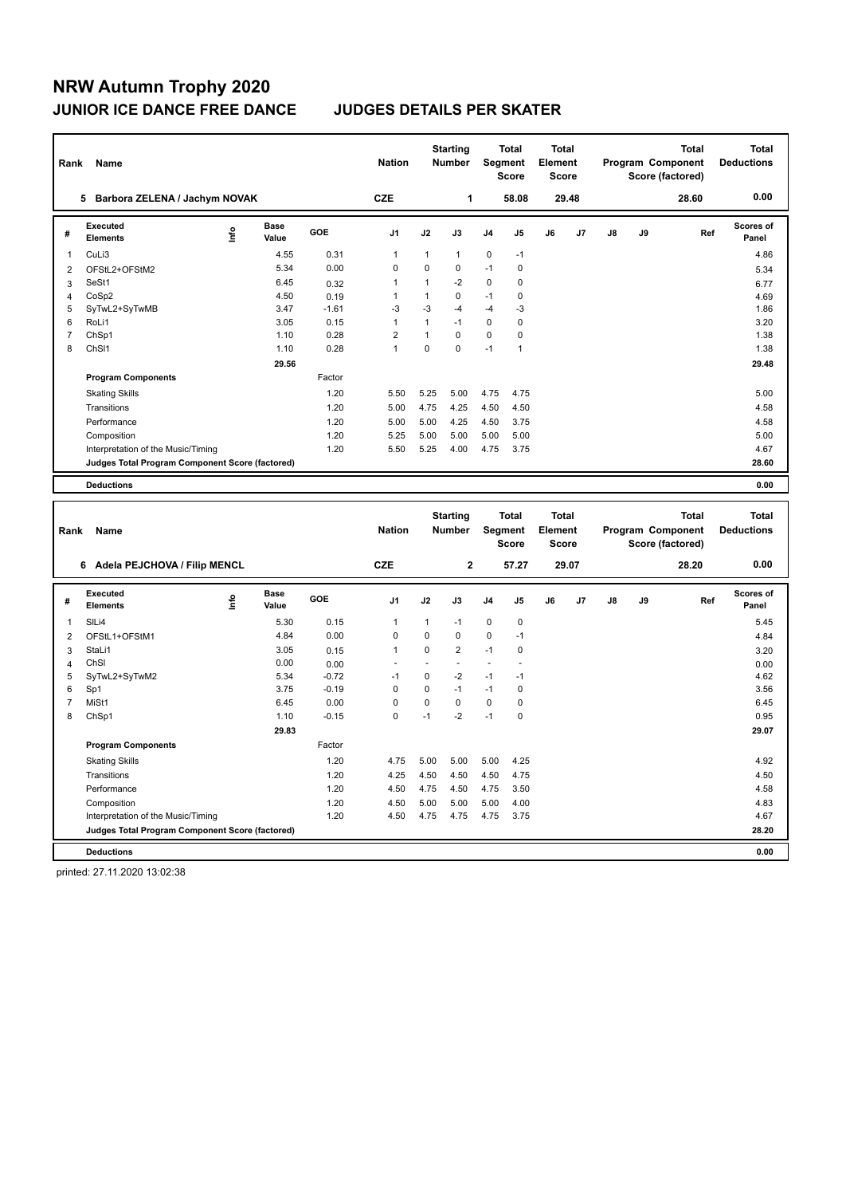# NRW Autumn Trophy 2020

## JUNIOR ICE DANCE FREE DANCE JUDGES DETAILS PER SKATER

| Rank | Name | Nation | Starting Number | Total Segment Score | Total Element Score | Total Program Component Score (factored) | Total Deductions |
|---|---|---|---|---|---|---|---|
| 5 | Barbora ZELENA / Jachym NOVAK | CZE | 1 | 58.08 | 29.48 | 28.60 | 0.00 |

| # | Executed Elements | Info | Base Value | GOE | J1 | J2 | J3 | J4 | J5 | J6 | J7 | J8 | J9 | Ref | Scores of Panel |
|---|---|---|---|---|---|---|---|---|---|---|---|---|---|---|---|
| 1 | CuLi3 | | 4.55 | 0.31 | 1 | 1 | 1 | 0 | -1 | | | | | | 4.86 |
| 2 | OFStL2+OFStM2 | | 5.34 | 0.00 | 0 | 0 | 0 | -1 | 0 | | | | | | 5.34 |
| 3 | SeSt1 | | 6.45 | 0.32 | 1 | 1 | -2 | 0 | 0 | | | | | | 6.77 |
| 4 | CoSp2 | | 4.50 | 0.19 | 1 | 1 | 0 | -1 | 0 | | | | | | 4.69 |
| 5 | SyTwL2+SyTwMB | | 3.47 | -1.61 | -3 | -3 | -4 | -4 | -3 | | | | | | 1.86 |
| 6 | RoLi1 | | 3.05 | 0.15 | 1 | 1 | -1 | 0 | 0 | | | | | | 3.20 |
| 7 | ChSp1 | | 1.10 | 0.28 | 2 | 1 | 0 | 0 | 0 | | | | | | 1.38 |
| 8 | ChSl1 | | 1.10 | 0.28 | 1 | 0 | 0 | -1 | 1 | | | | | | 1.38 |
| | | | 29.56 | | | | | | | | | | | | 29.48 |
| | **Program Components** | | | Factor | | | | | | | | | | | |
| | Skating Skills | | | 1.20 | 5.50 | 5.25 | 5.00 | 4.75 | 4.75 | | | | | | 5.00 |
| | Transitions | | | 1.20 | 5.00 | 4.75 | 4.25 | 4.50 | 4.50 | | | | | | 4.58 |
| | Performance | | | 1.20 | 5.00 | 5.00 | 4.25 | 4.50 | 3.75 | | | | | | 4.58 |
| | Composition | | | 1.20 | 5.25 | 5.00 | 5.00 | 5.00 | 5.00 | | | | | | 5.00 |
| | Interpretation of the Music/Timing | | | 1.20 | 5.50 | 5.25 | 4.00 | 4.75 | 3.75 | | | | | | 4.67 |
| | **Judges Total Program Component Score (factored)** | | | | | | | | | | | | | | 28.60 |
| | **Deductions** | | | | | | | | | | | | | | 0.00 |

| Rank | Name | Nation | Starting Number | Total Segment Score | Total Element Score | Total Program Component Score (factored) | Total Deductions |
|---|---|---|---|---|---|---|---|
| 6 | Adela PEJCHOVA / Filip MENCL | CZE | 2 | 57.27 | 29.07 | 28.20 | 0.00 |

| # | Executed Elements | Info | Base Value | GOE | J1 | J2 | J3 | J4 | J5 | J6 | J7 | J8 | J9 | Ref | Scores of Panel |
|---|---|---|---|---|---|---|---|---|---|---|---|---|---|---|---|
| 1 | SlLi4 | | 5.30 | 0.15 | 1 | 1 | -1 | 0 | 0 | | | | | | 5.45 |
| 2 | OFStL1+OFStM1 | | 4.84 | 0.00 | 0 | 0 | 0 | 0 | -1 | | | | | | 4.84 |
| 3 | StaLi1 | | 3.05 | 0.15 | 1 | 0 | 2 | -1 | 0 | | | | | | 3.20 |
| 4 | ChSl | | 0.00 | 0.00 | - | - | - | - | - | | | | | | 0.00 |
| 5 | SyTwL2+SyTwM2 | | 5.34 | -0.72 | -1 | 0 | -2 | -1 | -1 | | | | | | 4.62 |
| 6 | Sp1 | | 3.75 | -0.19 | 0 | 0 | -1 | -1 | 0 | | | | | | 3.56 |
| 7 | MiSt1 | | 6.45 | 0.00 | 0 | 0 | 0 | 0 | 0 | | | | | | 6.45 |
| 8 | ChSp1 | | 1.10 | -0.15 | 0 | -1 | -2 | -1 | 0 | | | | | | 0.95 |
| | | | 29.83 | | | | | | | | | | | | 29.07 |
| | **Program Components** | | | Factor | | | | | | | | | | | |
| | Skating Skills | | | 1.20 | 4.75 | 5.00 | 5.00 | 5.00 | 4.25 | | | | | | 4.92 |
| | Transitions | | | 1.20 | 4.25 | 4.50 | 4.50 | 4.50 | 4.75 | | | | | | 4.50 |
| | Performance | | | 1.20 | 4.50 | 4.75 | 4.50 | 4.75 | 3.50 | | | | | | 4.58 |
| | Composition | | | 1.20 | 4.50 | 5.00 | 5.00 | 5.00 | 4.00 | | | | | | 4.83 |
| | Interpretation of the Music/Timing | | | 1.20 | 4.50 | 4.75 | 4.75 | 4.75 | 3.75 | | | | | | 4.67 |
| | **Judges Total Program Component Score (factored)** | | | | | | | | | | | | | | 28.20 |
| | **Deductions** | | | | | | | | | | | | | | 0.00 |

printed: 27.11.2020 13:02:38